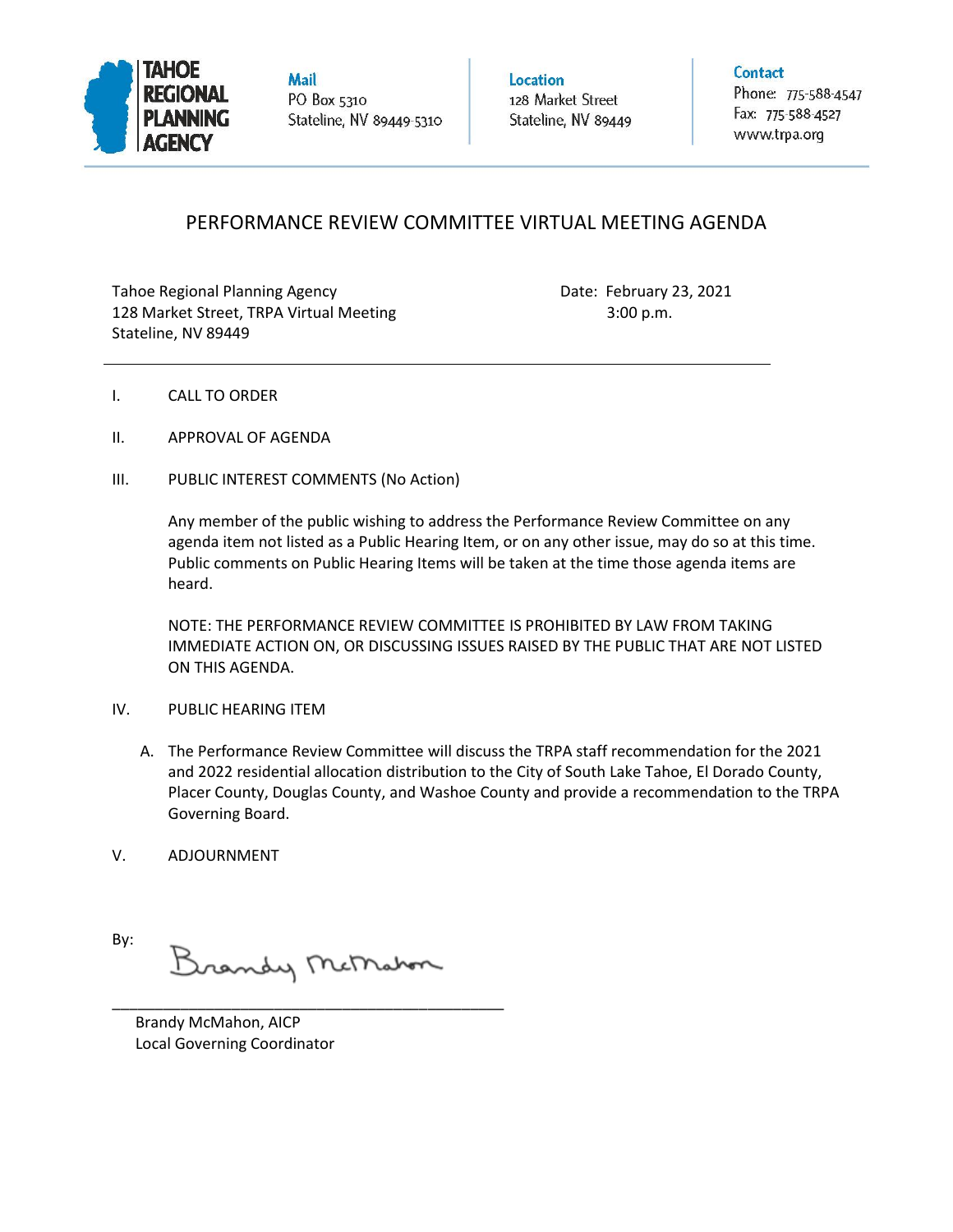**TAHOE REGIONAL PLANNING AGENCY**

**Mail**
PO Box 5310
Stateline, NV 89449-5310

**Location**
128 Market Street
Stateline, NV 89449

**Contact**
Phone: 775-588-4547
Fax: 775-588-4527
www.trpa.org

# PERFORMANCE REVIEW COMMITTEE VIRTUAL MEETING AGENDA

Tahoe Regional Planning Agency
128 Market Street, TRPA Virtual Meeting
Stateline, NV 89449

Date: February 23, 2021
3:00 p.m.

---

I. CALL TO ORDER

II. APPROVAL OF AGENDA

III. PUBLIC INTEREST COMMENTS (No Action)

Any member of the public wishing to address the Performance Review Committee on any agenda item not listed as a Public Hearing Item, or on any other issue, may do so at this time. Public comments on Public Hearing Items will be taken at the time those agenda items are heard.

NOTE: THE PERFORMANCE REVIEW COMMITTEE IS PROHIBITED BY LAW FROM TAKING IMMEDIATE ACTION ON, OR DISCUSSING ISSUES RAISED BY THE PUBLIC THAT ARE NOT LISTED ON THIS AGENDA.

IV. PUBLIC HEARING ITEM

A. The Performance Review Committee will discuss the TRPA staff recommendation for the 2021 and 2022 residential allocation distribution to the City of South Lake Tahoe, El Dorado County, Placer County, Douglas County, and Washoe County and provide a recommendation to the TRPA Governing Board.

V. ADJOURNMENT

By:

Brandy McMahon

___________________________________________

Brandy McMahon, AICP
Local Governing Coordinator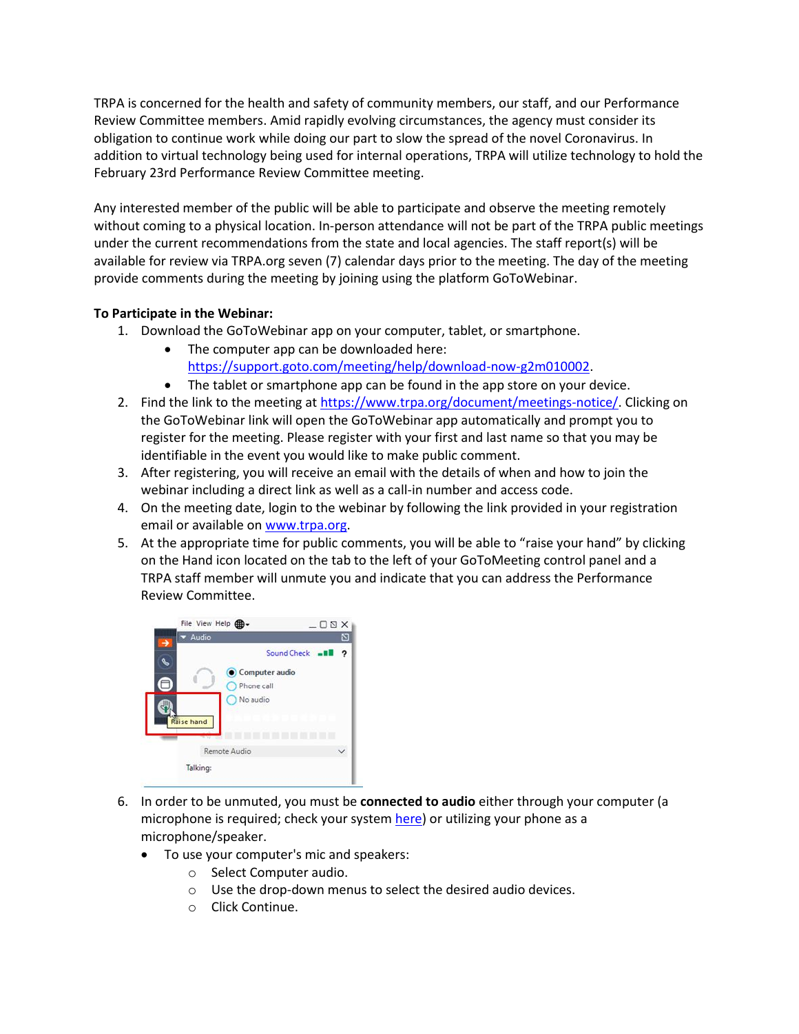TRPA is concerned for the health and safety of community members, our staff, and our Performance Review Committee members. Amid rapidly evolving circumstances, the agency must consider its obligation to continue work while doing our part to slow the spread of the novel Coronavirus. In addition to virtual technology being used for internal operations, TRPA will utilize technology to hold the February 23rd Performance Review Committee meeting.

Any interested member of the public will be able to participate and observe the meeting remotely without coming to a physical location. In-person attendance will not be part of the TRPA public meetings under the current recommendations from the state and local agencies. The staff report(s) will be available for review via TRPA.org seven (7) calendar days prior to the meeting. The day of the meeting provide comments during the meeting by joining using the platform GoToWebinar.

**To Participate in the Webinar:**

1. Download the GoToWebinar app on your computer, tablet, or smartphone.
   - The computer app can be downloaded here: https://support.goto.com/meeting/help/download-now-g2m010002.
   - The tablet or smartphone app can be found in the app store on your device.
2. Find the link to the meeting at https://www.trpa.org/document/meetings-notice/. Clicking on the GoToWebinar link will open the GoToWebinar app automatically and prompt you to register for the meeting. Please register with your first and last name so that you may be identifiable in the event you would like to make public comment.
3. After registering, you will receive an email with the details of when and how to join the webinar including a direct link as well as a call-in number and access code.
4. On the meeting date, login to the webinar by following the link provided in your registration email or available on www.trpa.org.
5. At the appropriate time for public comments, you will be able to "raise your hand" by clicking on the Hand icon located on the tab to the left of your GoToMeeting control panel and a TRPA staff member will unmute you and indicate that you can address the Performance Review Committee.
6. In order to be unmuted, you must be **connected to audio** either through your computer (a microphone is required; check your system here) or utilizing your phone as a microphone/speaker.
   - To use your computer's mic and speakers:
     - Select Computer audio.
     - Use the drop-down menus to select the desired audio devices.
     - Click Continue.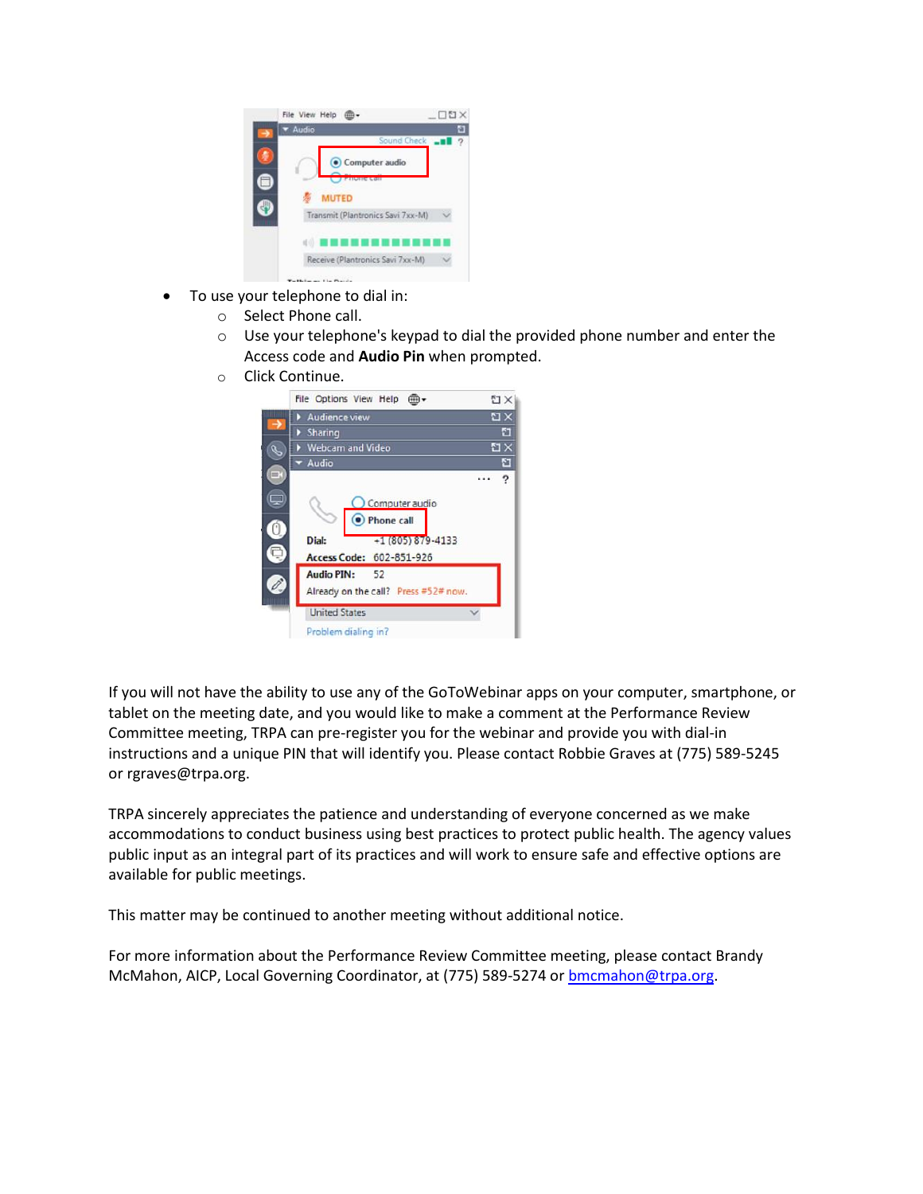- To use your telephone to dial in:
  - Select Phone call.
  - Use your telephone's keypad to dial the provided phone number and enter the Access code and **Audio Pin** when prompted.
  - Click Continue.

If you will not have the ability to use any of the GoToWebinar apps on your computer, smartphone, or tablet on the meeting date, and you would like to make a comment at the Performance Review Committee meeting, TRPA can pre-register you for the webinar and provide you with dial-in instructions and a unique PIN that will identify you. Please contact Robbie Graves at (775) 589-5245 or rgraves@trpa.org.

TRPA sincerely appreciates the patience and understanding of everyone concerned as we make accommodations to conduct business using best practices to protect public health. The agency values public input as an integral part of its practices and will work to ensure safe and effective options are available for public meetings.

This matter may be continued to another meeting without additional notice.

For more information about the Performance Review Committee meeting, please contact Brandy McMahon, AICP, Local Governing Coordinator, at (775) 589-5274 or bmcmahon@trpa.org.